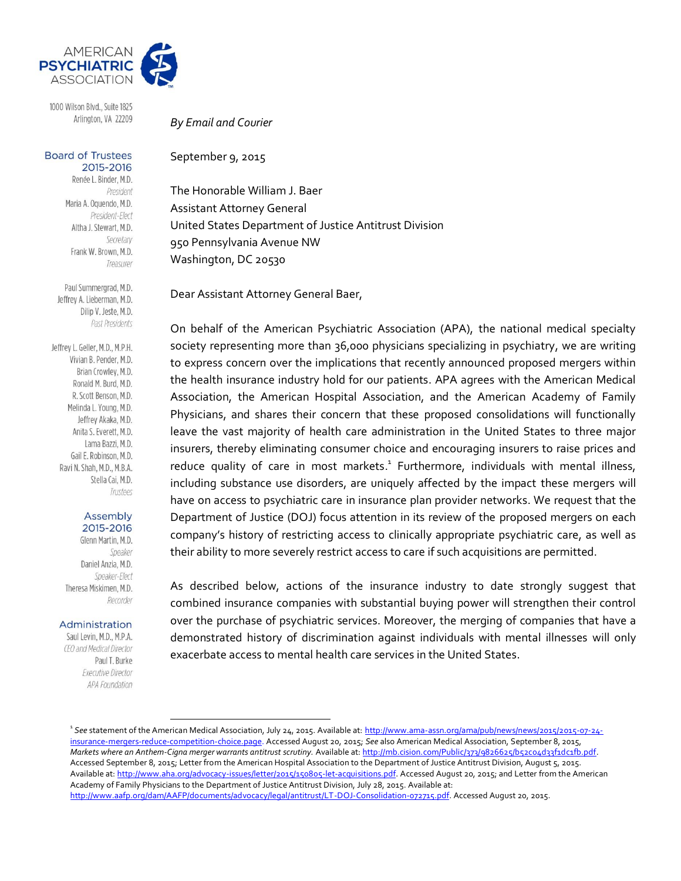AMERICAN PSYCHIATRIC ASSOCIATION

1000 Wilson Blvd., Suite 1825
Arlington, VA 22209

**Board of Trustees 2015-2016**

Renée L. Binder, M.D.
*President*
Maria A. Oquendo, M.D.
*President-Elect*
Altha J. Stewart, M.D.
*Secretary*
Frank W. Brown, M.D.
*Treasurer*

Paul Summergrad, M.D.
Jeffrey A. Lieberman, M.D.
Dilip V. Jeste, M.D.
*Past Presidents*

Jeffrey L. Geller, M.D., M.P.H.
Vivian B. Pender, M.D.
Brian Crowley, M.D.
Ronald M. Burd, M.D.
R. Scott Benson, M.D.
Melinda L. Young, M.D.
Jeffrey Akaka, M.D.
Anita S. Everett, M.D.
Lama Bazzi, M.D.
Gail E. Robinson, M.D.
Ravi N. Shah, M.D., M.B.A.
Stella Cai, M.D.
*Trustees*

**Assembly 2015-2016**

Glenn Martin, M.D.
*Speaker*
Daniel Anzia, M.D.
*Speaker-Elect*
Theresa Miskimen, M.D.
*Recorder*

**Administration**

Saul Levin, M.D., M.P.A.
*CEO and Medical Director*
Paul T. Burke
*Executive Director APA Foundation*

*By Email and Courier*

September 9, 2015

The Honorable William J. Baer
Assistant Attorney General
United States Department of Justice Antitrust Division
950 Pennsylvania Avenue NW
Washington, DC 20530

Dear Assistant Attorney General Baer,

On behalf of the American Psychiatric Association (APA), the national medical specialty society representing more than 36,000 physicians specializing in psychiatry, we are writing to express concern over the implications that recently announced proposed mergers within the health insurance industry hold for our patients. APA agrees with the American Medical Association, the American Hospital Association, and the American Academy of Family Physicians, and shares their concern that these proposed consolidations will functionally leave the vast majority of health care administration in the United States to three major insurers, thereby eliminating consumer choice and encouraging insurers to raise prices and reduce quality of care in most markets.[1] Furthermore, individuals with mental illness, including substance use disorders, are uniquely affected by the impact these mergers will have on access to psychiatric care in insurance plan provider networks. We request that the Department of Justice (DOJ) focus attention in its review of the proposed mergers on each company's history of restricting access to clinically appropriate psychiatric care, as well as their ability to more severely restrict access to care if such acquisitions are permitted.

As described below, actions of the insurance industry to date strongly suggest that combined insurance companies with substantial buying power will strengthen their control over the purchase of psychiatric services. Moreover, the merging of companies that have a demonstrated history of discrimination against individuals with mental illnesses will only exacerbate access to mental health care services in the United States.

---

[1] *See* statement of the American Medical Association, July 24, 2015. Available at: http://www.ama-assn.org/ama/pub/news/news/2015/2015-07-24-insurance-mergers-reduce-competition-choice.page. Accessed August 20, 2015; *See* also American Medical Association, September 8, 2015, *Markets where an Anthem-Cigna merger warrants antitrust scrutiny.* Available at: http://mb.cision.com/Public/373/9826625/b52c04d33f1dc1fb.pdf. Accessed September 8, 2015; Letter from the American Hospital Association to the Department of Justice Antitrust Division, August 5, 2015. Available at: http://www.aha.org/advocacy-issues/letter/2015/150805-let-acquisitions.pdf. Accessed August 20, 2015; and Letter from the American Academy of Family Physicians to the Department of Justice Antitrust Division, July 28, 2015. Available at: http://www.aafp.org/dam/AAFP/documents/advocacy/legal/antitrust/LT-DOJ-Consolidation-072715.pdf. Accessed August 20, 2015.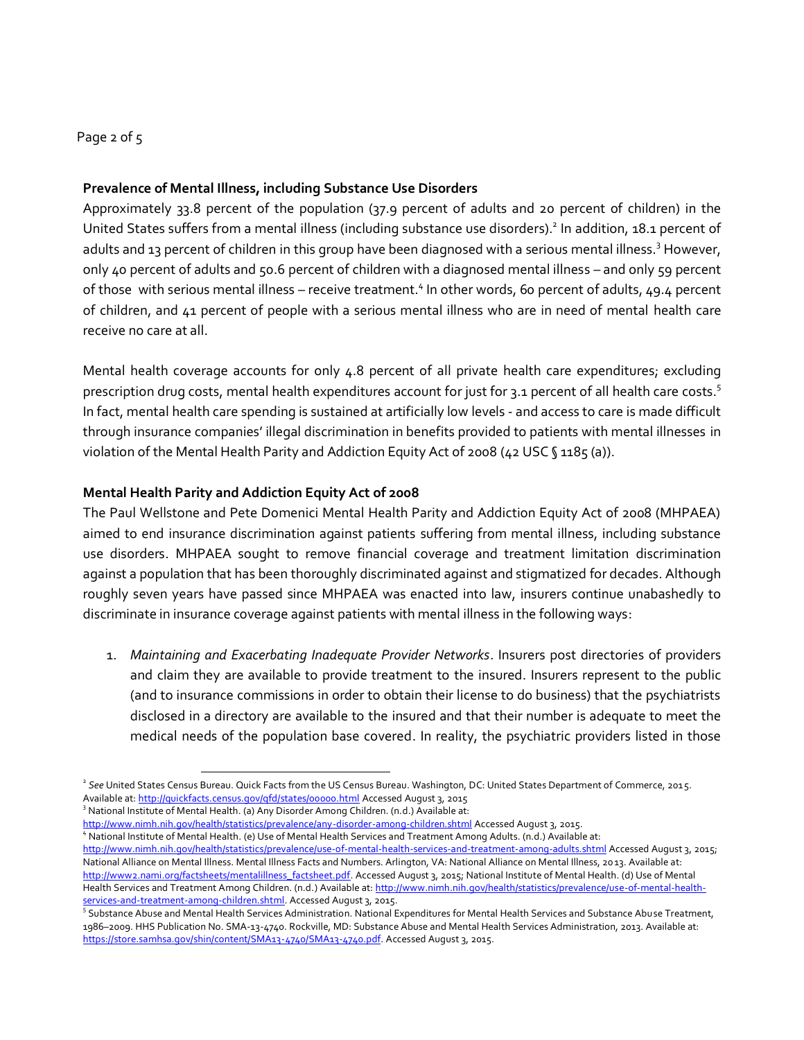## Prevalence of Mental Illness, including Substance Use Disorders

Approximately 33.8 percent of the population (37.9 percent of adults and 20 percent of children) in the United States suffers from a mental illness (including substance use disorders).[2] In addition, 18.1 percent of adults and 13 percent of children in this group have been diagnosed with a serious mental illness.[3] However, only 40 percent of adults and 50.6 percent of children with a diagnosed mental illness – and only 59 percent of those with serious mental illness – receive treatment.[4] In other words, 60 percent of adults, 49.4 percent of children, and 41 percent of people with a serious mental illness who are in need of mental health care receive no care at all.

Mental health coverage accounts for only 4.8 percent of all private health care expenditures; excluding prescription drug costs, mental health expenditures account for just for 3.1 percent of all health care costs.[5] In fact, mental health care spending is sustained at artificially low levels - and access to care is made difficult through insurance companies' illegal discrimination in benefits provided to patients with mental illnesses in violation of the Mental Health Parity and Addiction Equity Act of 2008 (42 USC § 1185 (a)).

## Mental Health Parity and Addiction Equity Act of 2008

The Paul Wellstone and Pete Domenici Mental Health Parity and Addiction Equity Act of 2008 (MHPAEA) aimed to end insurance discrimination against patients suffering from mental illness, including substance use disorders. MHPAEA sought to remove financial coverage and treatment limitation discrimination against a population that has been thoroughly discriminated against and stigmatized for decades. Although roughly seven years have passed since MHPAEA was enacted into law, insurers continue unabashedly to discriminate in insurance coverage against patients with mental illness in the following ways:

1. *Maintaining and Exacerbating Inadequate Provider Networks*. Insurers post directories of providers and claim they are available to provide treatment to the insured. Insurers represent to the public (and to insurance commissions in order to obtain their license to do business) that the psychiatrists disclosed in a directory are available to the insured and that their number is adequate to meet the medical needs of the population base covered. In reality, the psychiatric providers listed in those

---

[2] *See* United States Census Bureau. Quick Facts from the US Census Bureau. Washington, DC: United States Department of Commerce, 2015. Available at: http://quickfacts.census.gov/qfd/states/00000.html Accessed August 3, 2015

[3] National Institute of Mental Health. (a) Any Disorder Among Children. (n.d.) Available at: http://www.nimh.nih.gov/health/statistics/prevalence/any-disorder-among-children.shtml Accessed August 3, 2015.

[4] National Institute of Mental Health. (e) Use of Mental Health Services and Treatment Among Adults. (n.d.) Available at: http://www.nimh.nih.gov/health/statistics/prevalence/use-of-mental-health-services-and-treatment-among-adults.shtml Accessed August 3, 2015; National Alliance on Mental Illness. Mental Illness Facts and Numbers. Arlington, VA: National Alliance on Mental Illness, 2013. Available at: http://www2.nami.org/factsheets/mentalillness_factsheet.pdf. Accessed August 3, 2015; National Institute of Mental Health. (d) Use of Mental Health Services and Treatment Among Children. (n.d.) Available at: http://www.nimh.nih.gov/health/statistics/prevalence/use-of-mental-health-services-and-treatment-among-children.shtml. Accessed August 3, 2015.

[5] Substance Abuse and Mental Health Services Administration. National Expenditures for Mental Health Services and Substance Abuse Treatment, 1986–2009. HHS Publication No. SMA-13-4740. Rockville, MD: Substance Abuse and Mental Health Services Administration, 2013. Available at: https://store.samhsa.gov/shin/content/SMA13-4740/SMA13-4740.pdf. Accessed August 3, 2015.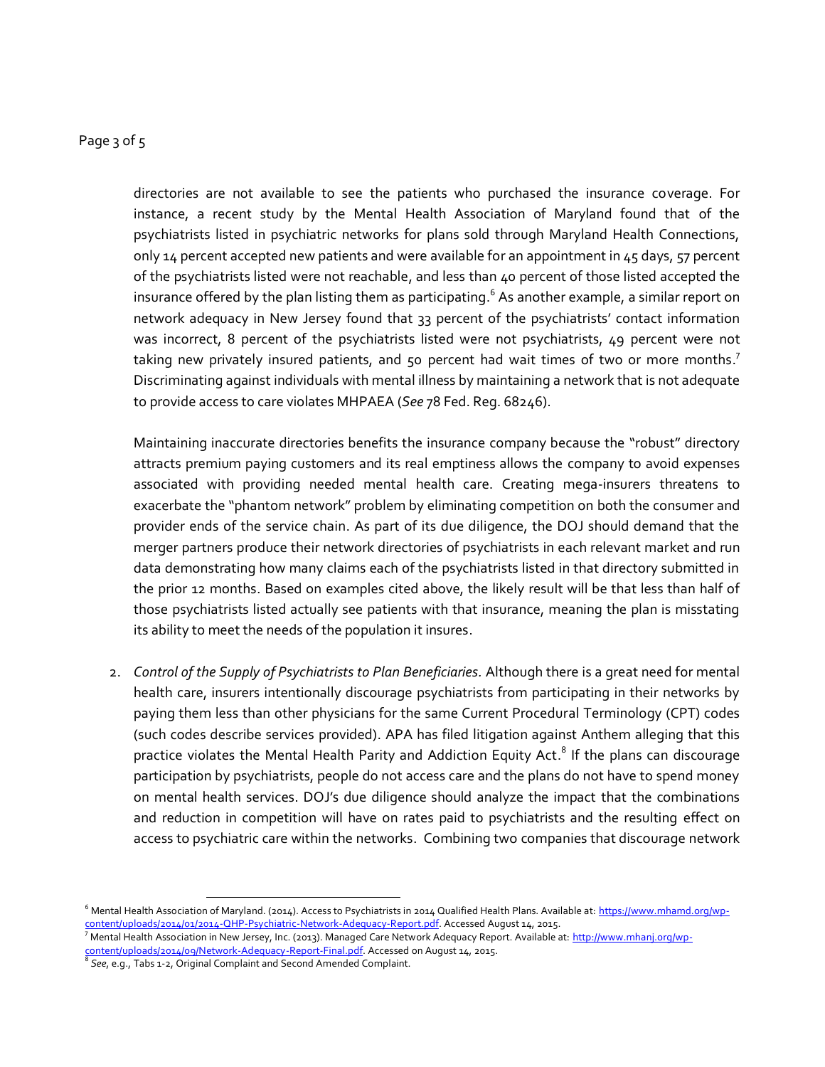directories are not available to see the patients who purchased the insurance coverage. For instance, a recent study by the Mental Health Association of Maryland found that of the psychiatrists listed in psychiatric networks for plans sold through Maryland Health Connections, only 14 percent accepted new patients and were available for an appointment in 45 days, 57 percent of the psychiatrists listed were not reachable, and less than 40 percent of those listed accepted the insurance offered by the plan listing them as participating.[6] As another example, a similar report on network adequacy in New Jersey found that 33 percent of the psychiatrists' contact information was incorrect, 8 percent of the psychiatrists listed were not psychiatrists, 49 percent were not taking new privately insured patients, and 50 percent had wait times of two or more months.[7] Discriminating against individuals with mental illness by maintaining a network that is not adequate to provide access to care violates MHPAEA (*See* 78 Fed. Reg. 68246).

Maintaining inaccurate directories benefits the insurance company because the "robust" directory attracts premium paying customers and its real emptiness allows the company to avoid expenses associated with providing needed mental health care. Creating mega-insurers threatens to exacerbate the "phantom network" problem by eliminating competition on both the consumer and provider ends of the service chain. As part of its due diligence, the DOJ should demand that the merger partners produce their network directories of psychiatrists in each relevant market and run data demonstrating how many claims each of the psychiatrists listed in that directory submitted in the prior 12 months. Based on examples cited above, the likely result will be that less than half of those psychiatrists listed actually see patients with that insurance, meaning the plan is misstating its ability to meet the needs of the population it insures.

2. *Control of the Supply of Psychiatrists to Plan Beneficiaries.* Although there is a great need for mental health care, insurers intentionally discourage psychiatrists from participating in their networks by paying them less than other physicians for the same Current Procedural Terminology (CPT) codes (such codes describe services provided). APA has filed litigation against Anthem alleging that this practice violates the Mental Health Parity and Addiction Equity Act.[8] If the plans can discourage participation by psychiatrists, people do not access care and the plans do not have to spend money on mental health services. DOJ's due diligence should analyze the impact that the combinations and reduction in competition will have on rates paid to psychiatrists and the resulting effect on access to psychiatric care within the networks. Combining two companies that discourage network

---

[6] Mental Health Association of Maryland. (2014). Access to Psychiatrists in 2014 Qualified Health Plans. Available at: https://www.mhamd.org/wp-content/uploads/2014/01/2014-QHP-Psychiatric-Network-Adequacy-Report.pdf. Accessed August 14, 2015.

[7] Mental Health Association in New Jersey, Inc. (2013). Managed Care Network Adequacy Report. Available at: http://www.mhanj.org/wp-content/uploads/2014/09/Network-Adequacy-Report-Final.pdf. Accessed on August 14, 2015.

[8] *See*, e.g., Tabs 1-2, Original Complaint and Second Amended Complaint.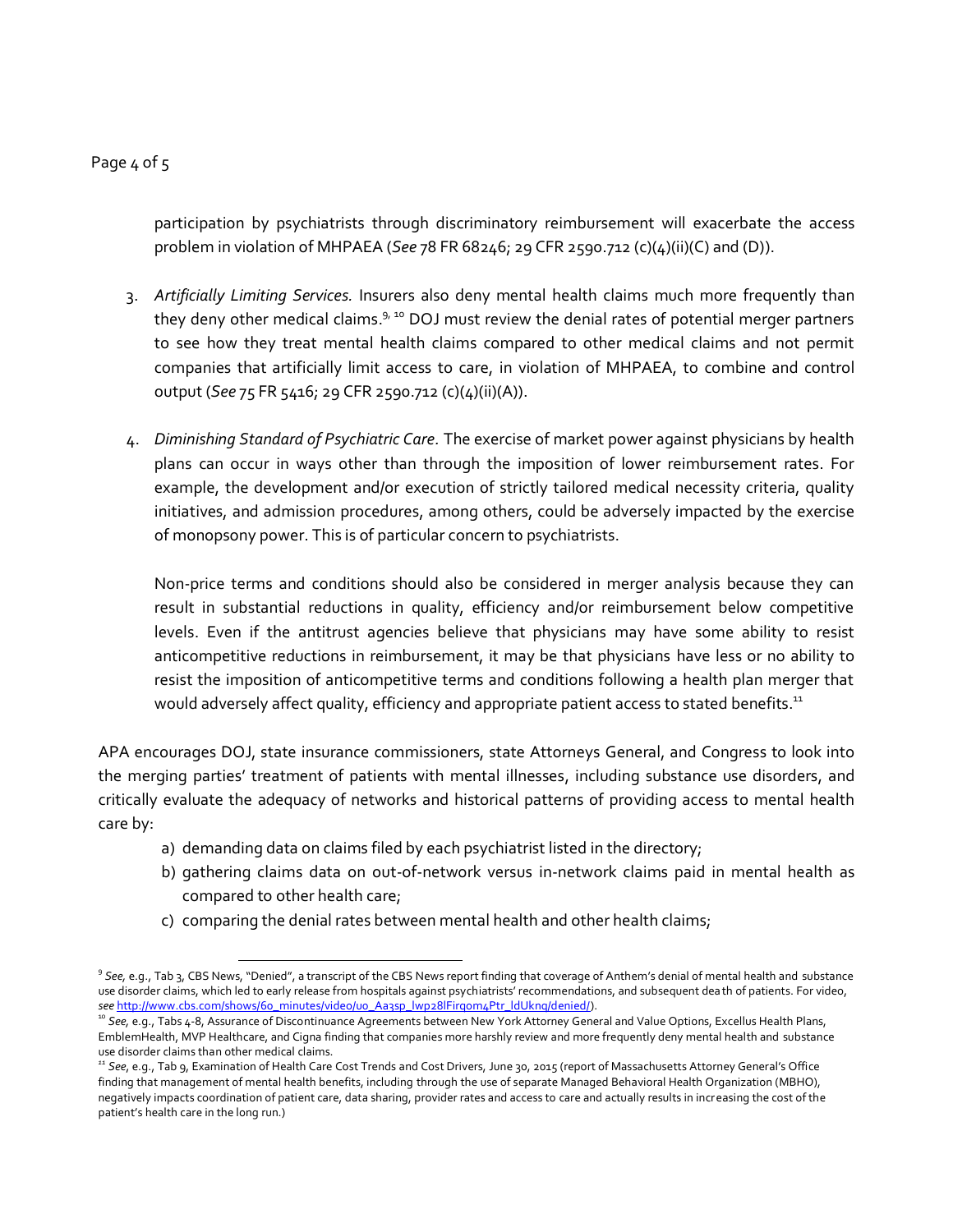participation by psychiatrists through discriminatory reimbursement will exacerbate the access problem in violation of MHPAEA (*See* 78 FR 68246; 29 CFR 2590.712 (c)(4)(ii)(C) and (D)).

3. *Artificially Limiting Services.* Insurers also deny mental health claims much more frequently than they deny other medical claims.[9, 10] DOJ must review the denial rates of potential merger partners to see how they treat mental health claims compared to other medical claims and not permit companies that artificially limit access to care, in violation of MHPAEA, to combine and control output (*See* 75 FR 5416; 29 CFR 2590.712 (c)(4)(ii)(A)).

4. *Diminishing Standard of Psychiatric Care.* The exercise of market power against physicians by health plans can occur in ways other than through the imposition of lower reimbursement rates. For example, the development and/or execution of strictly tailored medical necessity criteria, quality initiatives, and admission procedures, among others, could be adversely impacted by the exercise of monopsony power. This is of particular concern to psychiatrists.

   Non-price terms and conditions should also be considered in merger analysis because they can result in substantial reductions in quality, efficiency and/or reimbursement below competitive levels. Even if the antitrust agencies believe that physicians may have some ability to resist anticompetitive reductions in reimbursement, it may be that physicians have less or no ability to resist the imposition of anticompetitive terms and conditions following a health plan merger that would adversely affect quality, efficiency and appropriate patient access to stated benefits.[11]

APA encourages DOJ, state insurance commissioners, state Attorneys General, and Congress to look into the merging parties' treatment of patients with mental illnesses, including substance use disorders, and critically evaluate the adequacy of networks and historical patterns of providing access to mental health care by:

a) demanding data on claims filed by each psychiatrist listed in the directory;
b) gathering claims data on out-of-network versus in-network claims paid in mental health as compared to other health care;
c) comparing the denial rates between mental health and other health claims;

---

[9] *See,* e.g., Tab 3, CBS News, "Denied", a transcript of the CBS News report finding that coverage of Anthem's denial of mental health and substance use disorder claims, which led to early release from hospitals against psychiatrists' recommendations, and subsequent death of patients. For video, *see* http://www.cbs.com/shows/60_minutes/video/uo_Aa3sp_lwp28lFirqom4Ptr_ldUknq/denied/).

[10] *See,* e.g., Tabs 4-8, Assurance of Discontinuance Agreements between New York Attorney General and Value Options, Excellus Health Plans, EmblemHealth, MVP Healthcare, and Cigna finding that companies more harshly review and more frequently deny mental health and substance use disorder claims than other medical claims.

[11] *See,* e.g., Tab 9, Examination of Health Care Cost Trends and Cost Drivers, June 30, 2015 (report of Massachusetts Attorney General's Office finding that management of mental health benefits, including through the use of separate Managed Behavioral Health Organization (MBHO), negatively impacts coordination of patient care, data sharing, provider rates and access to care and actually results in increasing the cost of the patient's health care in the long run.)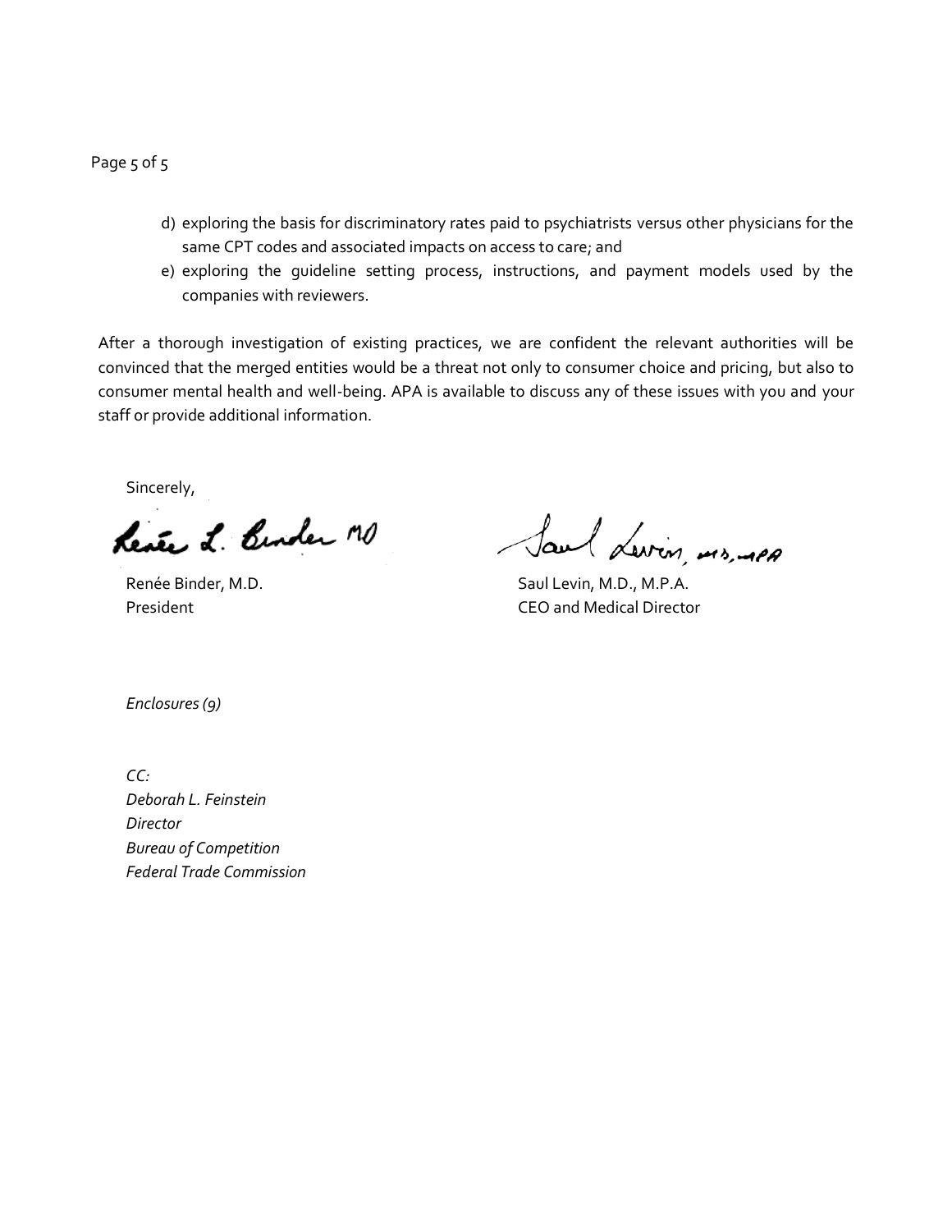d) exploring the basis for discriminatory rates paid to psychiatrists versus other physicians for the same CPT codes and associated impacts on access to care; and
e) exploring the guideline setting process, instructions, and payment models used by the companies with reviewers.

After a thorough investigation of existing practices, we are confident the relevant authorities will be convinced that the merged entities would be a threat not only to consumer choice and pricing, but also to consumer mental health and well-being. APA is available to discuss any of these issues with you and your staff or provide additional information.

Sincerely,

Renée Binder, M.D.
President

Saul Levin, M.D., M.P.A.
CEO and Medical Director

*Enclosures (9)*

*CC:*
*Deborah L. Feinstein*
*Director*
*Bureau of Competition*
*Federal Trade Commission*